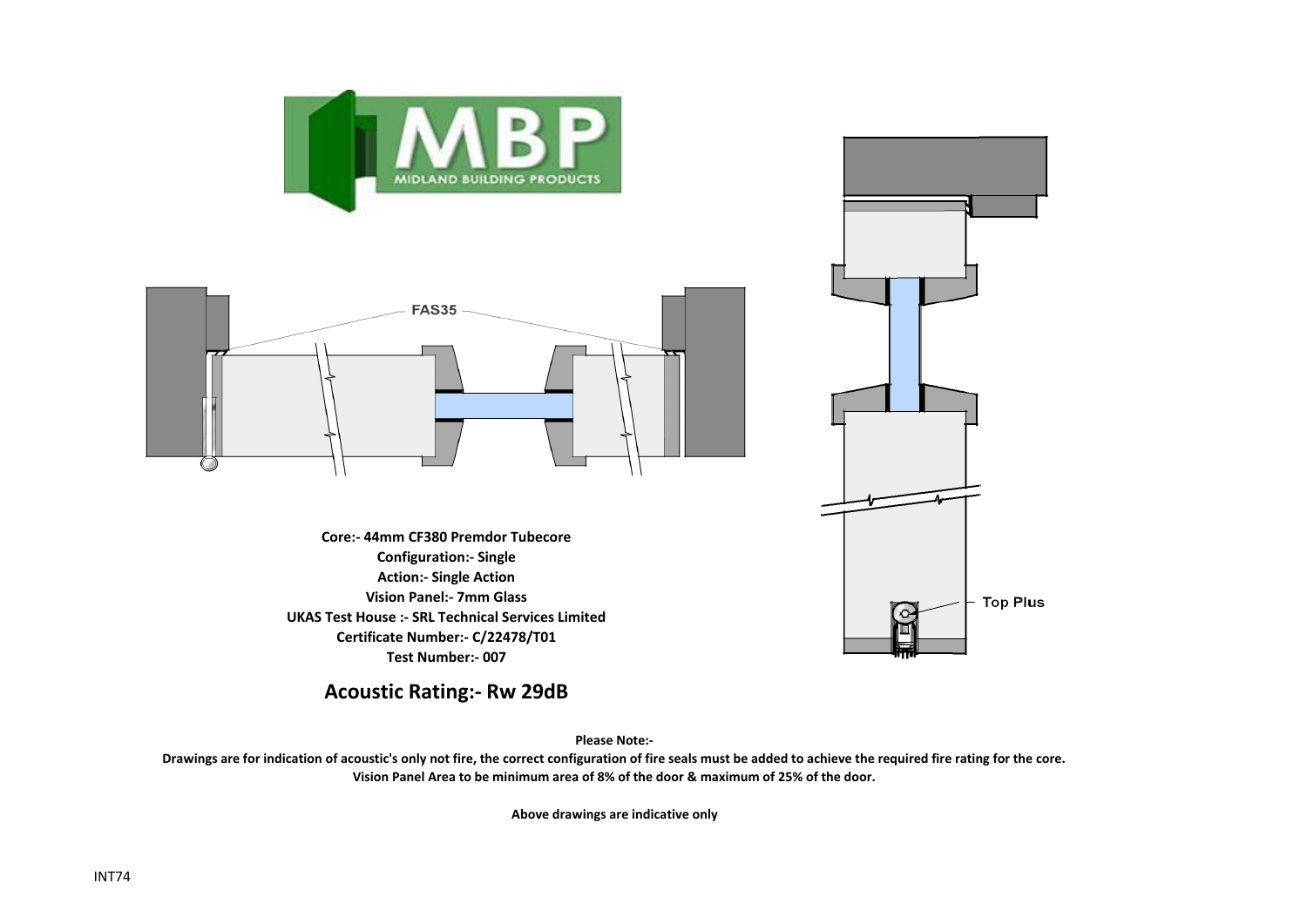MBP
MIDLAND BUILDING PRODUCTS

FAS35

Top Plus

**Core:- 44mm CF380 Premdor Tubecore**
**Configuration:- Single**
**Action:- Single Action**
**Vision Panel:- 7mm Glass**
**UKAS Test House :- SRL Technical Services Limited**
**Certificate Number:- C/22478/T01**
**Test Number:- 007**

## Acoustic Rating:- Rw 29dB

**Please Note:-**

**Drawings are for indication of acoustic's only not fire, the correct configuration of fire seals must be added to achieve the required fire rating for the core.**
**Vision Panel Area to be minimum area of 8% of the door & maximum of 25% of the door.**

**Above drawings are indicative only**

INT74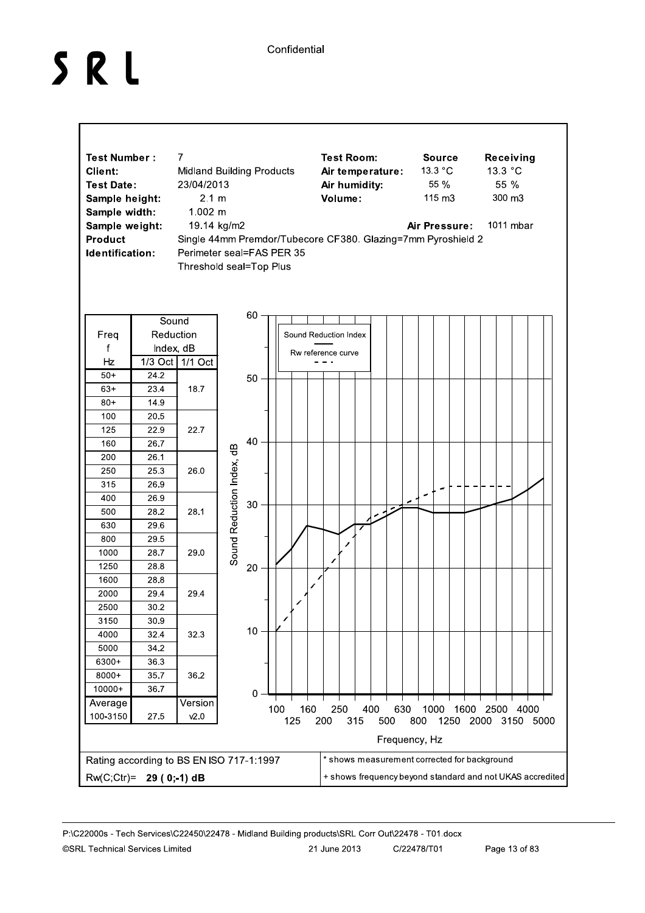SRL

Confidential

| | | | | | |
|---|---|---|---|---|---|
| **Test Number :** | 7 | **Test Room:** | **Source** | **Receiving** |
| **Client:** | Midland Building Products | **Air temperature:** | 13.3 °C | 13.3 °C |
| **Test Date:** | 23/04/2013 | **Air humidity:** | 55 % | 55 % |
| **Sample height:** | 2.1 m | **Volume:** | 115 m3 | 300 m3 |
| **Sample width:** | 1.002 m | | | |
| **Sample weight:** | 19.14 kg/m2 | **Air Pressure:** | 1011 mbar | |

**Product Identification:** Single 44mm Premdor/Tubecore CF380. Glazing=7mm Pyroshield 2
Perimeter seal=FAS PER 35
Threshold seal=Top Plus

| Freq f Hz | Sound Reduction Index, dB 1/3 Oct | 1/1 Oct |
|---|---|---|
| 50+ | 24.2 | |
| 63+ | 23.4 | 18.7 |
| 80+ | 14.9 | |
| 100 | 20.5 | |
| 125 | 22.9 | 22.7 |
| 160 | 26.7 | |
| 200 | 26.1 | |
| 250 | 25.3 | 26.0 |
| 315 | 26.9 | |
| 400 | 26.9 | |
| 500 | 28.2 | 28.1 |
| 630 | 29.6 | |
| 800 | 29.5 | |
| 1000 | 28.7 | 29.0 |
| 1250 | 28.8 | |
| 1600 | 28.8 | |
| 2000 | 29.4 | 29.4 |
| 2500 | 30.2 | |
| 3150 | 30.9 | |
| 4000 | 32.4 | 32.3 |
| 5000 | 34.2 | |
| 6300+ | 36.3 | |
| 8000+ | 35.7 | 36.2 |
| 10000+ | 36.7 | |
| Average 100-3150 | 27.5 | Version v2.0 |

Sound Reduction Index

Rw reference curve

Sound Reduction Index, dB

60

50

40

30

20

10

0

100 125 160 200 250 315 400 500 630 800 1000 1250 1600 2000 2500 3150 4000 5000

Frequency, Hz

Rating according to BS EN ISO 717-1:1997

Rw(C;Ctr)= **29 ( 0;-1) dB**

\* shows measurement corrected for background

\+ shows frequency beyond standard and not UKAS accredited

P:\C22000s - Tech Services\C22450\22478 - Midland Building products\SRL Corr Out\22478 - T01.docx

©SRL Technical Services Limited 21 June 2013 C/22478/T01